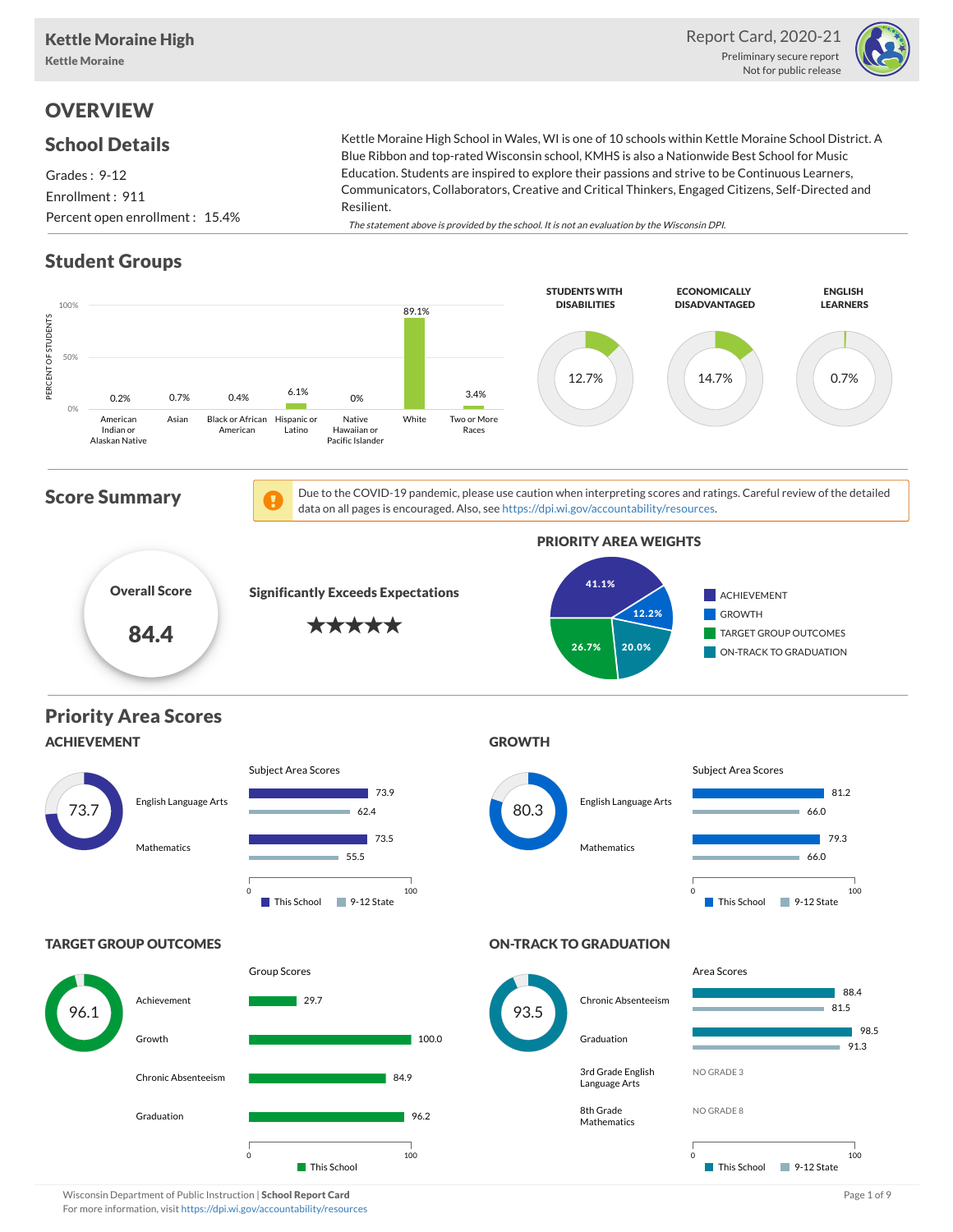# Kettle Moraine High

**Kettle Moraine**

Report Card, 2020-21

Preliminary secure report
Not for public release

## OVERVIEW

### School Details

Grades : 9-12
Enrollment : 911
Percent open enrollment : 15.4%

Kettle Moraine High School in Wales, WI is one of 10 schools within Kettle Moraine School District. A Blue Ribbon and top-rated Wisconsin school, KMHS is also a Nationwide Best School for Music Education. Students are inspired to explore their passions and strive to be Continuous Learners, Communicators, Collaborators, Creative and Critical Thinkers, Engaged Citizens, Self-Directed and Resilient.

*The statement above is provided by the school. It is not an evaluation by the Wisconsin DPI.*

### Student Groups

| Group | Percent of Students |
|---|---|
| American Indian or Alaskan Native | 0.2% |
| Asian | 0.7% |
| Black or African American | 0.4% |
| Hispanic or Latino | 6.1% |
| Native Hawaiian or Pacific Islander | 0% |
| White | 89.1% |
| Two or More Races | 3.4% |

| Students with Disabilities | Economically Disadvantaged | English Learners |
|---|---|---|
| 12.7% | 14.7% | 0.7% |

### Score Summary

Due to the COVID-19 pandemic, please use caution when interpreting scores and ratings. Careful review of the detailed data on all pages is encouraged. Also, see https://dpi.wi.gov/accountability/resources.

**Overall Score: 84.4**

**Significantly Exceeds Expectations** ★★★★★

**PRIORITY AREA WEIGHTS**

| Priority Area | Weight |
|---|---|
| Achievement | 41.1% |
| Growth | 12.2% |
| Target Group Outcomes | 26.7% |
| On-Track to Graduation | 20.0% |

## Priority Area Scores

### ACHIEVEMENT: 73.7

Subject Area Scores

| Subject | This School | 9-12 State |
|---|---|---|
| English Language Arts | 73.9 | 62.4 |
| Mathematics | 73.5 | 55.5 |

### GROWTH: 80.3

Subject Area Scores

| Subject | This School | 9-12 State |
|---|---|---|
| English Language Arts | 81.2 | 66.0 |
| Mathematics | 79.3 | 66.0 |

### TARGET GROUP OUTCOMES: 96.1

Group Scores

| Group | This School |
|---|---|
| Achievement | 29.7 |
| Growth | 100.0 |
| Chronic Absenteeism | 84.9 |
| Graduation | 96.2 |

### ON-TRACK TO GRADUATION: 93.5

Area Scores

| Area | This School | 9-12 State |
|---|---|---|
| Chronic Absenteeism | 88.4 | 81.5 |
| Graduation | 98.5 | 91.3 |
| 3rd Grade English Language Arts | NO GRADE 3 | |
| 8th Grade Mathematics | NO GRADE 8 | |

Wisconsin Department of Public Instruction | **School Report Card**
For more information, visit https://dpi.wi.gov/accountability/resources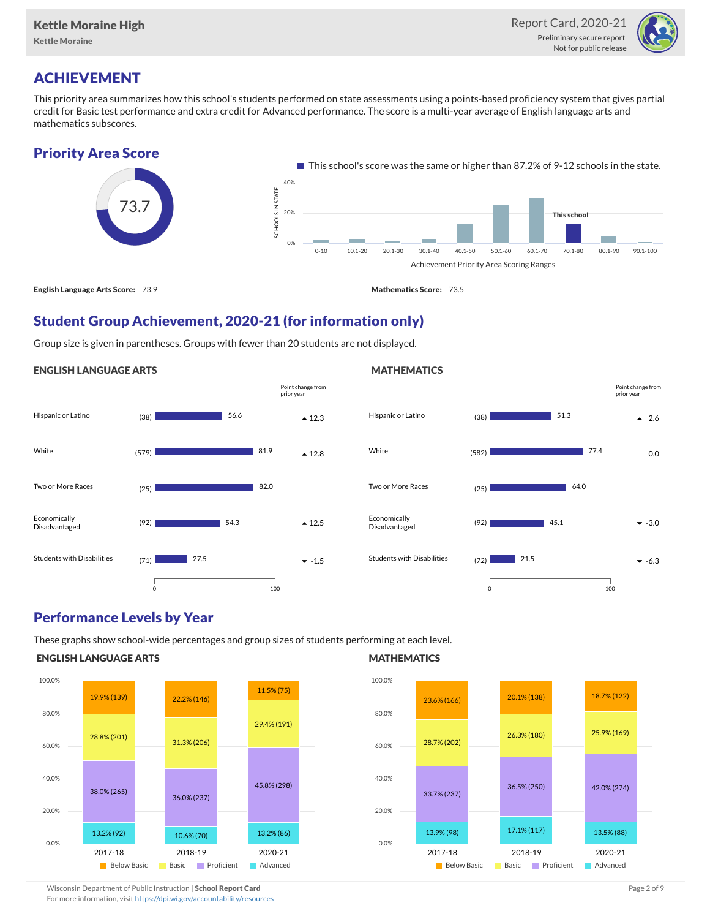# ACHIEVEMENT

This priority area summarizes how this school's students performed on state assessments using a points-based proficiency system that gives partial credit for Basic test performance and extra credit for Advanced performance. The score is a multi-year average of English language arts and mathematics subscores.

## Priority Area Score

73.7

This school's score was the same or higher than 87.2% of 9-12 schools in the state.

| Achievement Priority Area Scoring Ranges | 0-10 | 10.1-20 | 20.1-30 | 30.1-40 | 40.1-50 | 50.1-60 | 60.1-70 | 70.1-80 | 80.1-90 | 90.1-100 |
|---|---|---|---|---|---|---|---|---|---|---|
| | | | | | | | | This school | | |

**English Language Arts Score:** 73.9

**Mathematics Score:** 73.5

## Student Group Achievement, 2020-21 (for information only)

Group size is given in parentheses. Groups with fewer than 20 students are not displayed.

### ENGLISH LANGUAGE ARTS

| Group | Size | Score | Point change from prior year |
|---|---|---|---|
| Hispanic or Latino | (38) | 56.6 | ▲12.3 |
| White | (579) | 81.9 | ▲12.8 |
| Two or More Races | (25) | 82.0 | |
| Economically Disadvantaged | (92) | 54.3 | ▲12.5 |
| Students with Disabilities | (71) | 27.5 | ▼-1.5 |

### MATHEMATICS

| Group | Size | Score | Point change from prior year |
|---|---|---|---|
| Hispanic or Latino | (38) | 51.3 | ▲2.6 |
| White | (582) | 77.4 | 0.0 |
| Two or More Races | (25) | 64.0 | |
| Economically Disadvantaged | (92) | 45.1 | ▼-3.0 |
| Students with Disabilities | (72) | 21.5 | ▼-6.3 |

## Performance Levels by Year

These graphs show school-wide percentages and group sizes of students performing at each level.

### ENGLISH LANGUAGE ARTS

| Year | Below Basic | Basic | Proficient | Advanced |
|---|---|---|---|---|
| 2017-18 | 19.9% (139) | 28.8% (201) | 38.0% (265) | 13.2% (92) |
| 2018-19 | 22.2% (146) | 31.3% (206) | 36.0% (237) | 10.6% (70) |
| 2020-21 | 11.5% (75) | 29.4% (191) | 45.8% (298) | 13.2% (86) |

### MATHEMATICS

| Year | Below Basic | Basic | Proficient | Advanced |
|---|---|---|---|---|
| 2017-18 | 23.6% (166) | 28.7% (202) | 33.7% (237) | 13.9% (98) |
| 2018-19 | 20.1% (138) | 26.3% (180) | 36.5% (250) | 17.1% (117) |
| 2020-21 | 18.7% (122) | 25.9% (169) | 42.0% (274) | 13.5% (88) |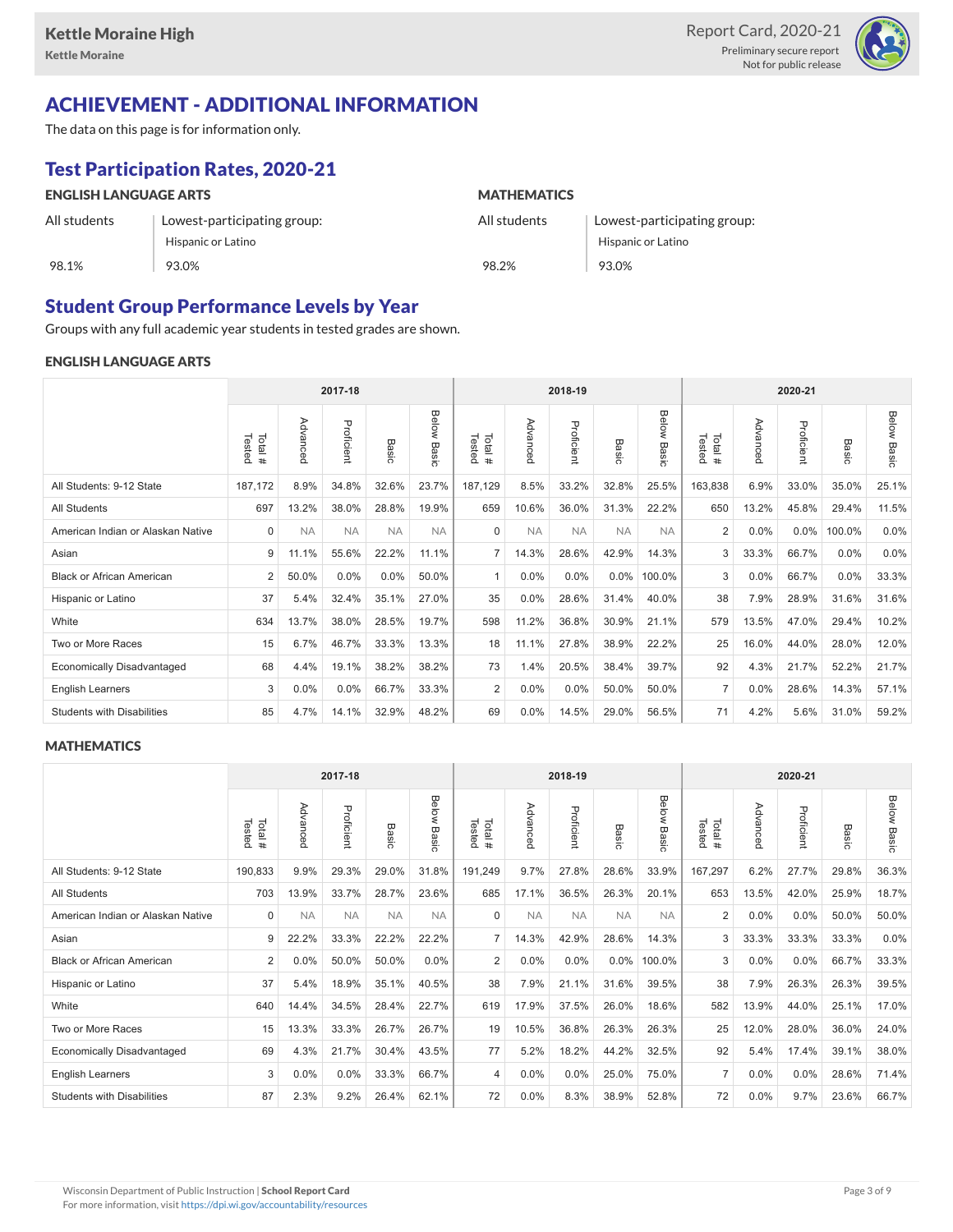# ACHIEVEMENT - ADDITIONAL INFORMATION

The data on this page is for information only.

## Test Participation Rates, 2020-21

| ENGLISH LANGUAGE ARTS | | MATHEMATICS | |
|---|---|---|---|
| All students | Lowest-participating group: Hispanic or Latino | All students | Lowest-participating group: Hispanic or Latino |
| 98.1% | 93.0% | 98.2% | 93.0% |

## Student Group Performance Levels by Year

Groups with any full academic year students in tested grades are shown.

### ENGLISH LANGUAGE ARTS

| | 2017-18 | | | | | 2018-19 | | | | | 2020-21 | | | | |
|---|---|---|---|---|---|---|---|---|---|---|---|---|---|---|---|
| | Total # Tested | Advanced | Proficient | Basic | Below Basic | Total # Tested | Advanced | Proficient | Basic | Below Basic | Total # Tested | Advanced | Proficient | Basic | Below Basic |
| All Students: 9-12 State | 187,172 | 8.9% | 34.8% | 32.6% | 23.7% | 187,129 | 8.5% | 33.2% | 32.8% | 25.5% | 163,838 | 6.9% | 33.0% | 35.0% | 25.1% |
| All Students | 697 | 13.2% | 38.0% | 28.8% | 19.9% | 659 | 10.6% | 36.0% | 31.3% | 22.2% | 650 | 13.2% | 45.8% | 29.4% | 11.5% |
| American Indian or Alaskan Native | 0 | NA | NA | NA | NA | 0 | NA | NA | NA | NA | 2 | 0.0% | 0.0% | 100.0% | 0.0% |
| Asian | 9 | 11.1% | 55.6% | 22.2% | 11.1% | 7 | 14.3% | 28.6% | 42.9% | 14.3% | 3 | 33.3% | 66.7% | 0.0% | 0.0% |
| Black or African American | 2 | 50.0% | 0.0% | 0.0% | 50.0% | 1 | 0.0% | 0.0% | 0.0% | 100.0% | 3 | 0.0% | 66.7% | 0.0% | 33.3% |
| Hispanic or Latino | 37 | 5.4% | 32.4% | 35.1% | 27.0% | 35 | 0.0% | 28.6% | 31.4% | 40.0% | 38 | 7.9% | 28.9% | 31.6% | 31.6% |
| White | 634 | 13.7% | 38.0% | 28.5% | 19.7% | 598 | 11.2% | 36.8% | 30.9% | 21.1% | 579 | 13.5% | 47.0% | 29.4% | 10.2% |
| Two or More Races | 15 | 6.7% | 46.7% | 33.3% | 13.3% | 18 | 11.1% | 27.8% | 38.9% | 22.2% | 25 | 16.0% | 44.0% | 28.0% | 12.0% |
| Economically Disadvantaged | 68 | 4.4% | 19.1% | 38.2% | 38.2% | 73 | 1.4% | 20.5% | 38.4% | 39.7% | 92 | 4.3% | 21.7% | 52.2% | 21.7% |
| English Learners | 3 | 0.0% | 0.0% | 66.7% | 33.3% | 2 | 0.0% | 0.0% | 50.0% | 50.0% | 7 | 0.0% | 28.6% | 14.3% | 57.1% |
| Students with Disabilities | 85 | 4.7% | 14.1% | 32.9% | 48.2% | 69 | 0.0% | 14.5% | 29.0% | 56.5% | 71 | 4.2% | 5.6% | 31.0% | 59.2% |

### MATHEMATICS

| | 2017-18 | | | | | 2018-19 | | | | | 2020-21 | | | | |
|---|---|---|---|---|---|---|---|---|---|---|---|---|---|---|---|
| | Total # Tested | Advanced | Proficient | Basic | Below Basic | Total # Tested | Advanced | Proficient | Basic | Below Basic | Total # Tested | Advanced | Proficient | Basic | Below Basic |
| All Students: 9-12 State | 190,833 | 9.9% | 29.3% | 29.0% | 31.8% | 191,249 | 9.7% | 27.8% | 28.6% | 33.9% | 167,297 | 6.2% | 27.7% | 29.8% | 36.3% |
| All Students | 703 | 13.9% | 33.7% | 28.7% | 23.6% | 685 | 17.1% | 36.5% | 26.3% | 20.1% | 653 | 13.5% | 42.0% | 25.9% | 18.7% |
| American Indian or Alaskan Native | 0 | NA | NA | NA | NA | 0 | NA | NA | NA | NA | 2 | 0.0% | 0.0% | 50.0% | 50.0% |
| Asian | 9 | 22.2% | 33.3% | 22.2% | 22.2% | 7 | 14.3% | 42.9% | 28.6% | 14.3% | 3 | 33.3% | 33.3% | 33.3% | 0.0% |
| Black or African American | 2 | 0.0% | 50.0% | 50.0% | 0.0% | 2 | 0.0% | 0.0% | 0.0% | 100.0% | 3 | 0.0% | 0.0% | 66.7% | 33.3% |
| Hispanic or Latino | 37 | 5.4% | 18.9% | 35.1% | 40.5% | 38 | 7.9% | 21.1% | 31.6% | 39.5% | 38 | 7.9% | 26.3% | 26.3% | 39.5% |
| White | 640 | 14.4% | 34.5% | 28.4% | 22.7% | 619 | 17.9% | 37.5% | 26.0% | 18.6% | 582 | 13.9% | 44.0% | 25.1% | 17.0% |
| Two or More Races | 15 | 13.3% | 33.3% | 26.7% | 26.7% | 19 | 10.5% | 36.8% | 26.3% | 26.3% | 25 | 12.0% | 28.0% | 36.0% | 24.0% |
| Economically Disadvantaged | 69 | 4.3% | 21.7% | 30.4% | 43.5% | 77 | 5.2% | 18.2% | 44.2% | 32.5% | 92 | 5.4% | 17.4% | 39.1% | 38.0% |
| English Learners | 3 | 0.0% | 0.0% | 33.3% | 66.7% | 4 | 0.0% | 0.0% | 25.0% | 75.0% | 7 | 0.0% | 0.0% | 28.6% | 71.4% |
| Students with Disabilities | 87 | 2.3% | 9.2% | 26.4% | 62.1% | 72 | 0.0% | 8.3% | 38.9% | 52.8% | 72 | 0.0% | 9.7% | 23.6% | 66.7% |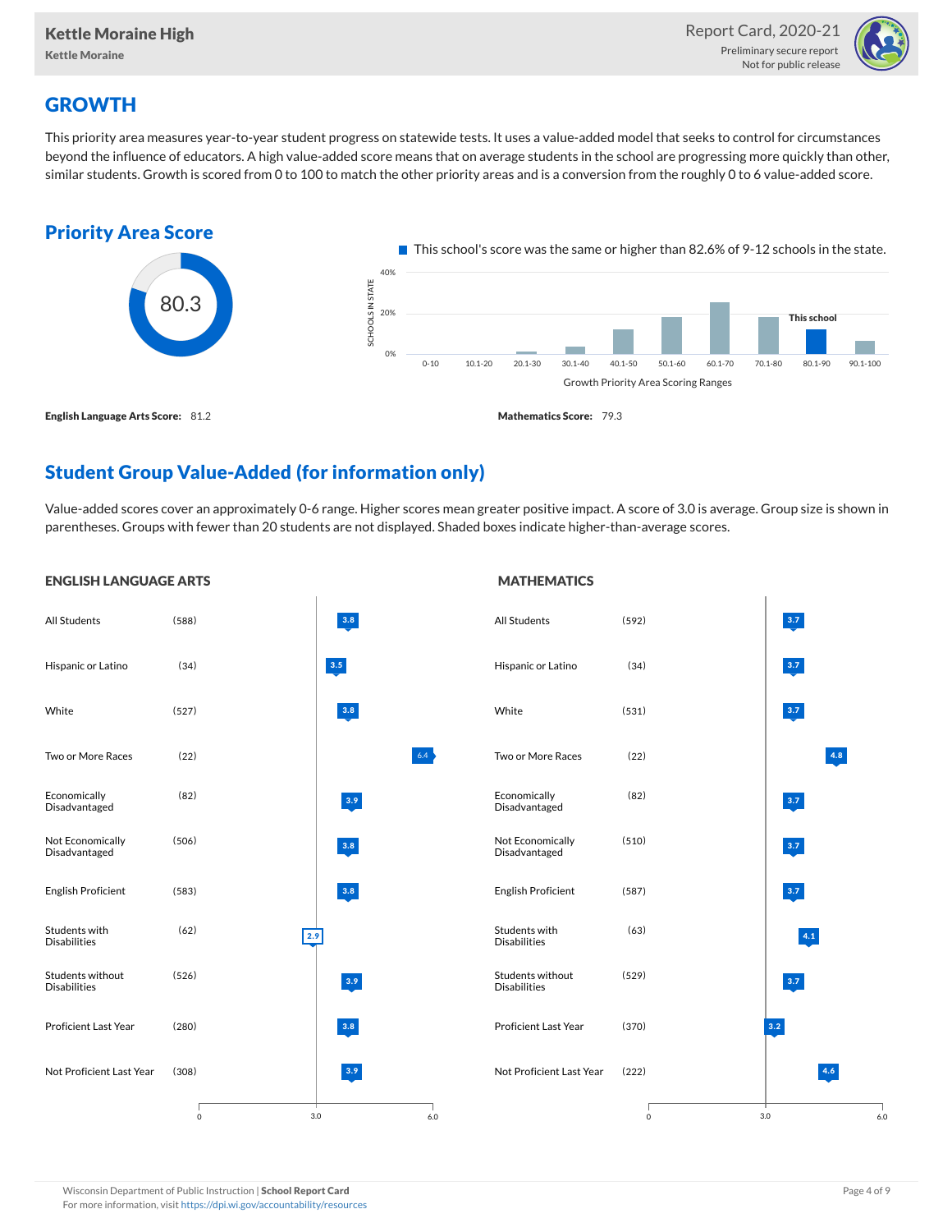# GROWTH

This priority area measures year-to-year student progress on statewide tests. It uses a value-added model that seeks to control for circumstances beyond the influence of educators. A high value-added score means that on average students in the school are progressing more quickly than other, similar students. Growth is scored from 0 to 100 to match the other priority areas and is a conversion from the roughly 0 to 6 value-added score.

## Priority Area Score

80.3

This school's score was the same or higher than 82.6% of 9-12 schools in the state.

Growth Priority Area Scoring Ranges: 0-10, 10.1-20, 20.1-30, 30.1-40, 40.1-50, 50.1-60, 60.1-70, 70.1-80, 80.1-90 (This school), 90.1-100

**English Language Arts Score:** 81.2

**Mathematics Score:** 79.3

## Student Group Value-Added (for information only)

Value-added scores cover an approximately 0-6 range. Higher scores mean greater positive impact. A score of 3.0 is average. Group size is shown in parentheses. Groups with fewer than 20 students are not displayed. Shaded boxes indicate higher-than-average scores.

### ENGLISH LANGUAGE ARTS

| Group | Size | Value-Added |
|---|---|---|
| All Students | (588) | 3.8 |
| Hispanic or Latino | (34) | 3.5 |
| White | (527) | 3.8 |
| Two or More Races | (22) | 6.4 |
| Economically Disadvantaged | (82) | 3.9 |
| Not Economically Disadvantaged | (506) | 3.8 |
| English Proficient | (583) | 3.8 |
| Students with Disabilities | (62) | 2.9 |
| Students without Disabilities | (526) | 3.9 |
| Proficient Last Year | (280) | 3.8 |
| Not Proficient Last Year | (308) | 3.9 |

### MATHEMATICS

| Group | Size | Value-Added |
|---|---|---|
| All Students | (592) | 3.7 |
| Hispanic or Latino | (34) | 3.7 |
| White | (531) | 3.7 |
| Two or More Races | (22) | 4.8 |
| Economically Disadvantaged | (82) | 3.7 |
| Not Economically Disadvantaged | (510) | 3.7 |
| English Proficient | (587) | 3.7 |
| Students with Disabilities | (63) | 4.1 |
| Students without Disabilities | (529) | 3.7 |
| Proficient Last Year | (370) | 3.2 |
| Not Proficient Last Year | (222) | 4.6 |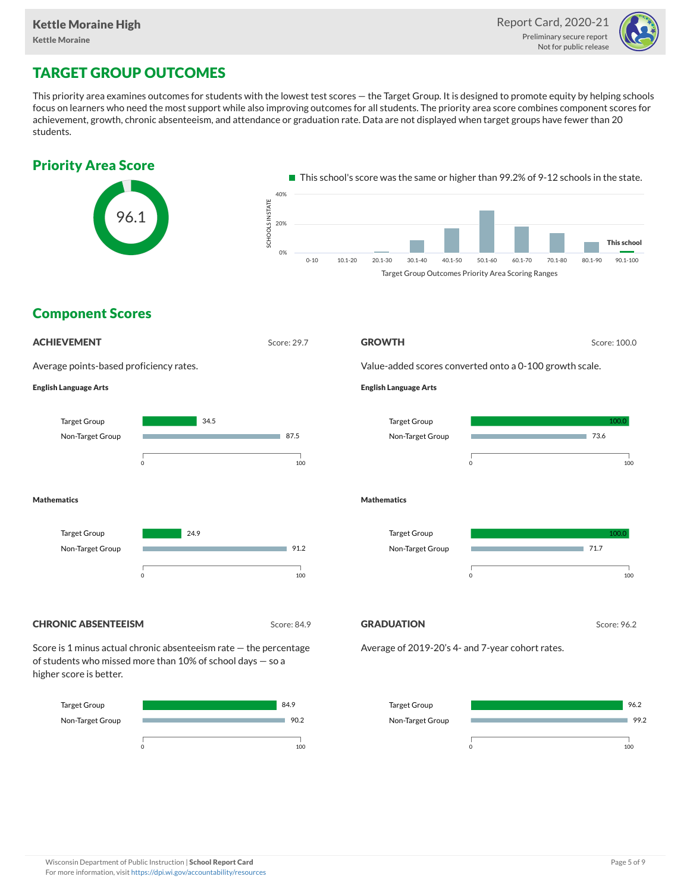## TARGET GROUP OUTCOMES

This priority area examines outcomes for students with the lowest test scores — the Target Group. It is designed to promote equity by helping schools focus on learners who need the most support while also improving outcomes for all students. The priority area score combines component scores for achievement, growth, chronic absenteeism, and attendance or graduation rate. Data are not displayed when target groups have fewer than 20 students.

### Priority Area Score

96.1

This school's score was the same or higher than 99.2% of 9-12 schools in the state.

Target Group Outcomes Priority Area Scoring Ranges: 0-10, 10.1-20, 20.1-30, 30.1-40, 40.1-50, 50.1-60, 60.1-70, 70.1-80, 80.1-90, 90.1-100 (This school)

### Component Scores

#### ACHIEVEMENT

Score: 29.7

Average points-based proficiency rates.

**English Language Arts**

| | Score |
|---|---|
| Target Group | 34.5 |
| Non-Target Group | 87.5 |

**Mathematics**

| | Score |
|---|---|
| Target Group | 24.9 |
| Non-Target Group | 91.2 |

#### GROWTH

Score: 100.0

Value-added scores converted onto a 0-100 growth scale.

**English Language Arts**

| | Score |
|---|---|
| Target Group | 100.0 |
| Non-Target Group | 73.6 |

**Mathematics**

| | Score |
|---|---|
| Target Group | 100.0 |
| Non-Target Group | 71.7 |

#### CHRONIC ABSENTEEISM

Score: 84.9

Score is 1 minus actual chronic absenteeism rate — the percentage of students who missed more than 10% of school days — so a higher score is better.

| | Score |
|---|---|
| Target Group | 84.9 |
| Non-Target Group | 90.2 |

#### GRADUATION

Score: 96.2

Average of 2019-20's 4- and 7-year cohort rates.

| | Score |
|---|---|
| Target Group | 96.2 |
| Non-Target Group | 99.2 |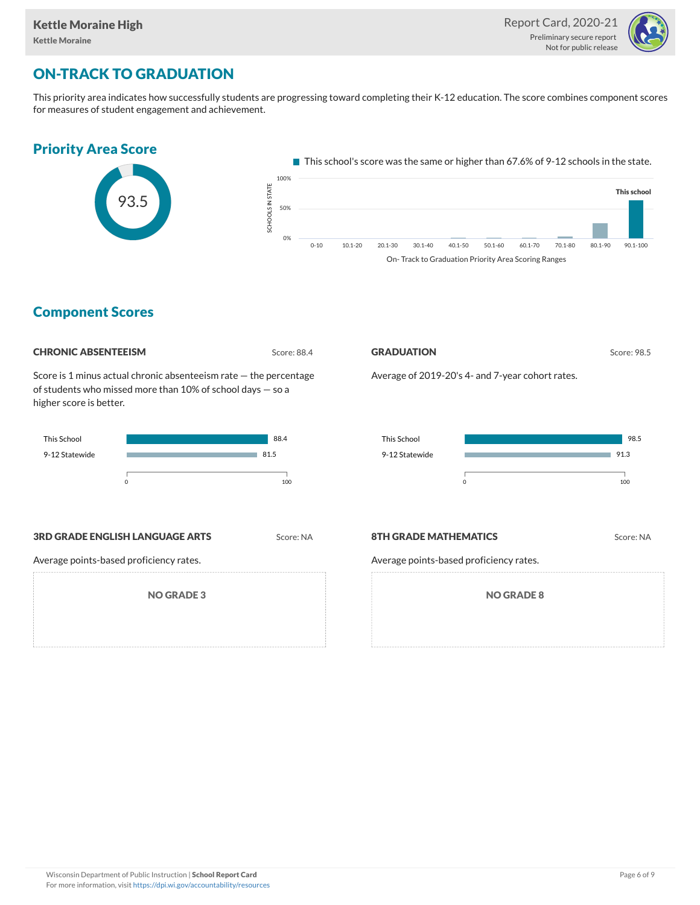## ON-TRACK TO GRADUATION

This priority area indicates how successfully students are progressing toward completing their K-12 education. The score combines component scores for measures of student engagement and achievement.

### Priority Area Score

93.5

This school's score was the same or higher than 67.6% of 9-12 schools in the state.

SCHOOLS IN STATE: 100%, 50%, 0%

On- Track to Graduation Priority Area Scoring Ranges: 0-10, 10.1-20, 20.1-30, 30.1-40, 40.1-50, 50.1-60, 60.1-70, 70.1-80, 80.1-90, 90.1-100 (This school)

### Component Scores

#### CHRONIC ABSENTEEISM

Score: 88.4

Score is 1 minus actual chronic absenteeism rate — the percentage of students who missed more than 10% of school days — so a higher score is better.

| | Score |
|---|---|
| This School | 88.4 |
| 9-12 Statewide | 81.5 |

#### GRADUATION

Score: 98.5

Average of 2019-20's 4- and 7-year cohort rates.

| | Score |
|---|---|
| This School | 98.5 |
| 9-12 Statewide | 91.3 |

#### 3RD GRADE ENGLISH LANGUAGE ARTS

Score: NA

Average points-based proficiency rates.

NO GRADE 3

#### 8TH GRADE MATHEMATICS

Score: NA

Average points-based proficiency rates.

NO GRADE 8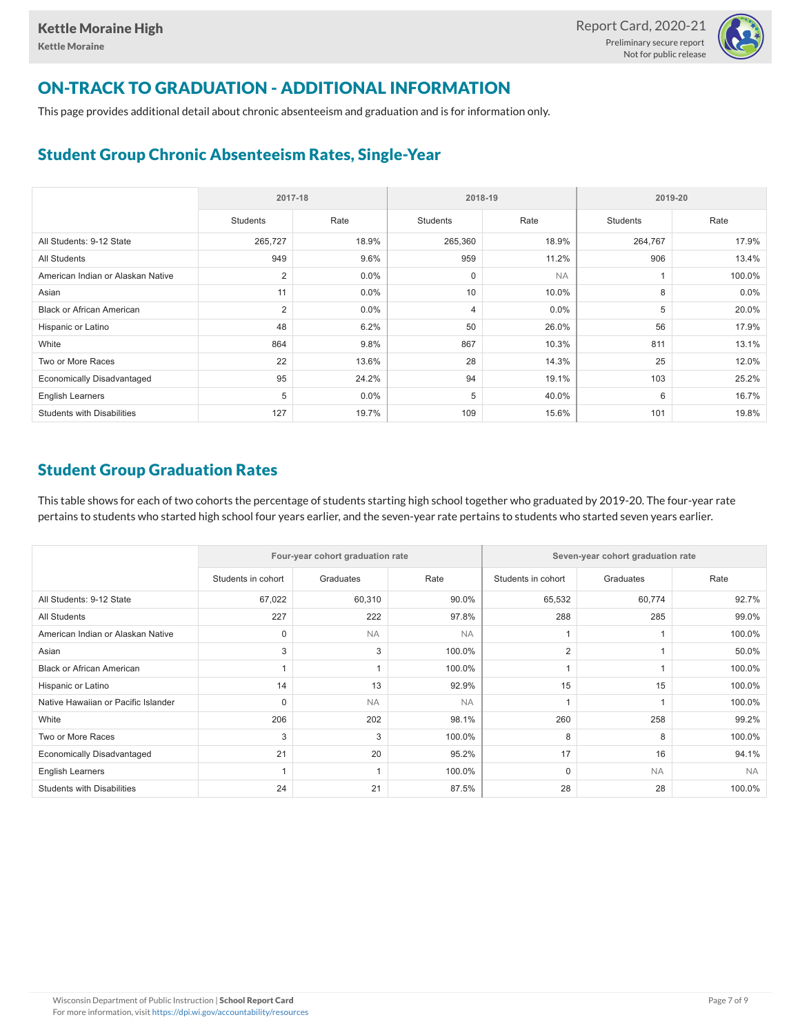## ON-TRACK TO GRADUATION - ADDITIONAL INFORMATION

This page provides additional detail about chronic absenteeism and graduation and is for information only.

### Student Group Chronic Absenteeism Rates, Single-Year

| | 2017-18 | | 2018-19 | | 2019-20 | |
|---|---|---|---|---|---|---|
| | Students | Rate | Students | Rate | Students | Rate |
| All Students: 9-12 State | 265,727 | 18.9% | 265,360 | 18.9% | 264,767 | 17.9% |
| All Students | 949 | 9.6% | 959 | 11.2% | 906 | 13.4% |
| American Indian or Alaskan Native | 2 | 0.0% | 0 | NA | 1 | 100.0% |
| Asian | 11 | 0.0% | 10 | 10.0% | 8 | 0.0% |
| Black or African American | 2 | 0.0% | 4 | 0.0% | 5 | 20.0% |
| Hispanic or Latino | 48 | 6.2% | 50 | 26.0% | 56 | 17.9% |
| White | 864 | 9.8% | 867 | 10.3% | 811 | 13.1% |
| Two or More Races | 22 | 13.6% | 28 | 14.3% | 25 | 12.0% |
| Economically Disadvantaged | 95 | 24.2% | 94 | 19.1% | 103 | 25.2% |
| English Learners | 5 | 0.0% | 5 | 40.0% | 6 | 16.7% |
| Students with Disabilities | 127 | 19.7% | 109 | 15.6% | 101 | 19.8% |

### Student Group Graduation Rates

This table shows for each of two cohorts the percentage of students starting high school together who graduated by 2019-20. The four-year rate pertains to students who started high school four years earlier, and the seven-year rate pertains to students who started seven years earlier.

| | Four-year cohort graduation rate | | | Seven-year cohort graduation rate | | |
|---|---|---|---|---|---|---|
| | Students in cohort | Graduates | Rate | Students in cohort | Graduates | Rate |
| All Students: 9-12 State | 67,022 | 60,310 | 90.0% | 65,532 | 60,774 | 92.7% |
| All Students | 227 | 222 | 97.8% | 288 | 285 | 99.0% |
| American Indian or Alaskan Native | 0 | NA | NA | 1 | 1 | 100.0% |
| Asian | 3 | 3 | 100.0% | 2 | 1 | 50.0% |
| Black or African American | 1 | 1 | 100.0% | 1 | 1 | 100.0% |
| Hispanic or Latino | 14 | 13 | 92.9% | 15 | 15 | 100.0% |
| Native Hawaiian or Pacific Islander | 0 | NA | NA | 1 | 1 | 100.0% |
| White | 206 | 202 | 98.1% | 260 | 258 | 99.2% |
| Two or More Races | 3 | 3 | 100.0% | 8 | 8 | 100.0% |
| Economically Disadvantaged | 21 | 20 | 95.2% | 17 | 16 | 94.1% |
| English Learners | 1 | 1 | 100.0% | 0 | NA | NA |
| Students with Disabilities | 24 | 21 | 87.5% | 28 | 28 | 100.0% |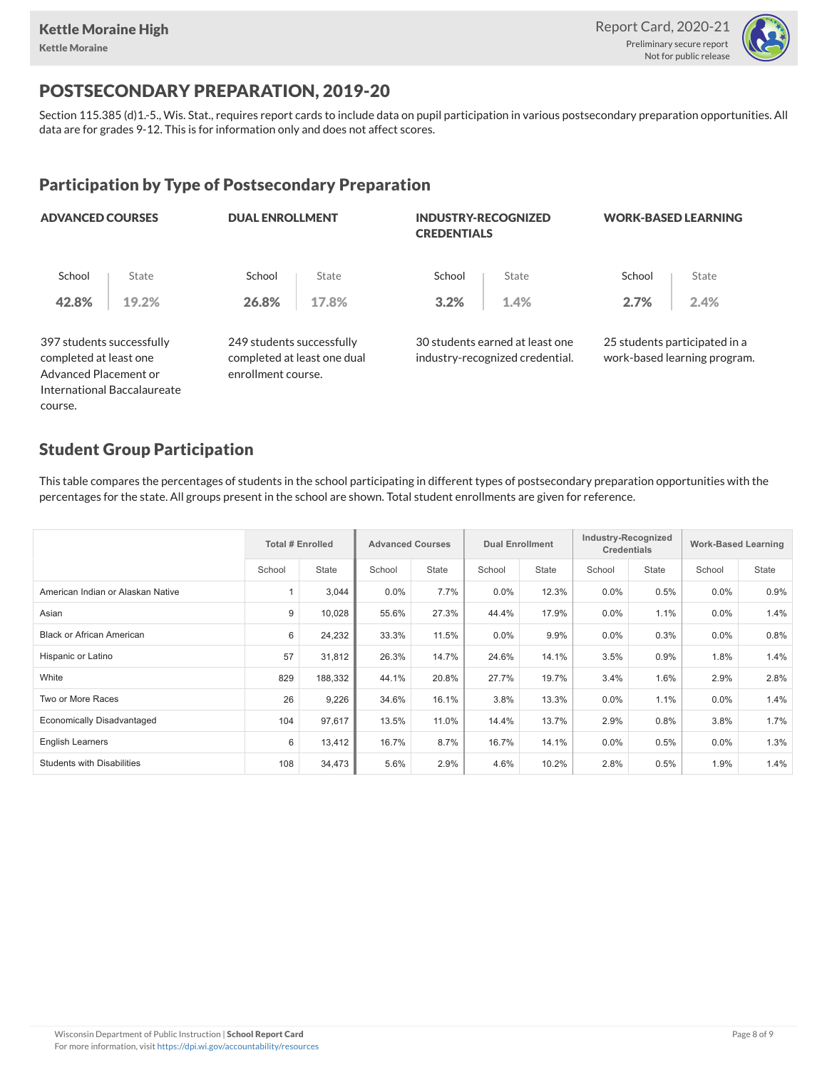# POSTSECONDARY PREPARATION, 2019-20

Section 115.385 (d)1.-5., Wis. Stat., requires report cards to include data on pupil participation in various postsecondary preparation opportunities. All data are for grades 9-12. This is for information only and does not affect scores.

## Participation by Type of Postsecondary Preparation

### ADVANCED COURSES

| School | State |
|---|---|
| **42.8%** | 19.2% |

397 students successfully completed at least one Advanced Placement or International Baccalaureate course.

### DUAL ENROLLMENT

| School | State |
|---|---|
| **26.8%** | 17.8% |

249 students successfully completed at least one dual enrollment course.

### INDUSTRY-RECOGNIZED CREDENTIALS

| School | State |
|---|---|
| **3.2%** | 1.4% |

30 students earned at least one industry-recognized credential.

### WORK-BASED LEARNING

| School | State |
|---|---|
| **2.7%** | 2.4% |

25 students participated in a work-based learning program.

## Student Group Participation

This table compares the percentages of students in the school participating in different types of postsecondary preparation opportunities with the percentages for the state. All groups present in the school are shown. Total student enrollments are given for reference.

| | Total # Enrolled | | Advanced Courses | | Dual Enrollment | | Industry-Recognized Credentials | | Work-Based Learning | |
|---|---|---|---|---|---|---|---|---|---|---|
| | School | State | School | State | School | State | School | State | School | State |
| American Indian or Alaskan Native | 1 | 3,044 | 0.0% | 7.7% | 0.0% | 12.3% | 0.0% | 0.5% | 0.0% | 0.9% |
| Asian | 9 | 10,028 | 55.6% | 27.3% | 44.4% | 17.9% | 0.0% | 1.1% | 0.0% | 1.4% |
| Black or African American | 6 | 24,232 | 33.3% | 11.5% | 0.0% | 9.9% | 0.0% | 0.3% | 0.0% | 0.8% |
| Hispanic or Latino | 57 | 31,812 | 26.3% | 14.7% | 24.6% | 14.1% | 3.5% | 0.9% | 1.8% | 1.4% |
| White | 829 | 188,332 | 44.1% | 20.8% | 27.7% | 19.7% | 3.4% | 1.6% | 2.9% | 2.8% |
| Two or More Races | 26 | 9,226 | 34.6% | 16.1% | 3.8% | 13.3% | 0.0% | 1.1% | 0.0% | 1.4% |
| Economically Disadvantaged | 104 | 97,617 | 13.5% | 11.0% | 14.4% | 13.7% | 2.9% | 0.8% | 3.8% | 1.7% |
| English Learners | 6 | 13,412 | 16.7% | 8.7% | 16.7% | 14.1% | 0.0% | 0.5% | 0.0% | 1.3% |
| Students with Disabilities | 108 | 34,473 | 5.6% | 2.9% | 4.6% | 10.2% | 2.8% | 0.5% | 1.9% | 1.4% |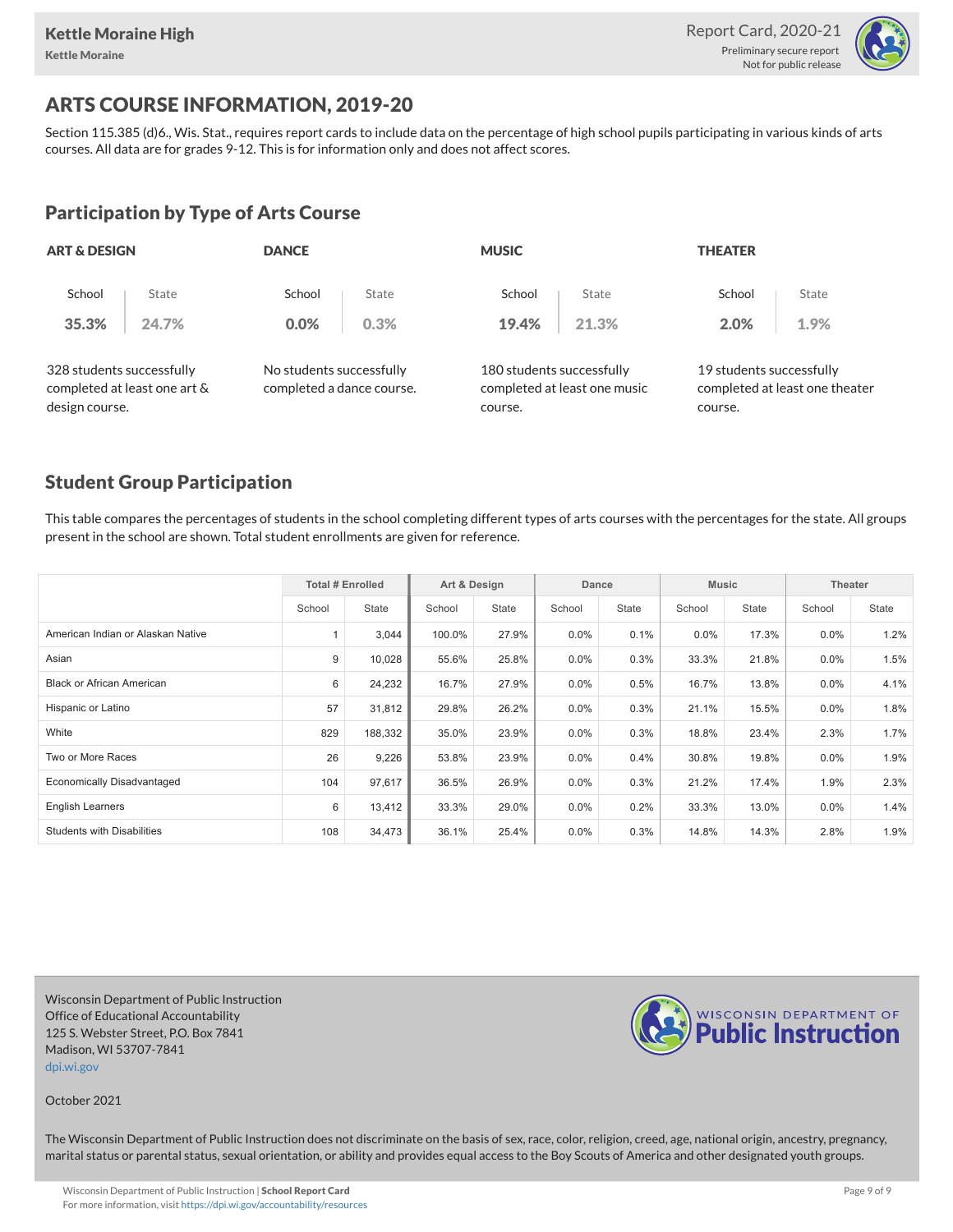Kettle Moraine High

Kettle Moraine

Report Card, 2020-21

Preliminary secure report

Not for public release

## ARTS COURSE INFORMATION, 2019-20

Section 115.385 (d)6., Wis. Stat., requires report cards to include data on the percentage of high school pupils participating in various kinds of arts courses. All data are for grades 9-12. This is for information only and does not affect scores.

### Participation by Type of Arts Course

**ART & DESIGN**

School: **35.3%** | State: **24.7%**

328 students successfully completed at least one art & design course.

**DANCE**

School: **0.0%** | State: **0.3%**

No students successfully completed a dance course.

**MUSIC**

School: **19.4%** | State: **21.3%**

180 students successfully completed at least one music course.

**THEATER**

School: **2.0%** | State: **1.9%**

19 students successfully completed at least one theater course.

### Student Group Participation

This table compares the percentages of students in the school completing different types of arts courses with the percentages for the state. All groups present in the school are shown. Total student enrollments are given for reference.

| | Total # Enrolled | | Art & Design | | Dance | | Music | | Theater | |
|---|---|---|---|---|---|---|---|---|---|---|
| | School | State | School | State | School | State | School | State | School | State |
| American Indian or Alaskan Native | 1 | 3,044 | 100.0% | 27.9% | 0.0% | 0.1% | 0.0% | 17.3% | 0.0% | 1.2% |
| Asian | 9 | 10,028 | 55.6% | 25.8% | 0.0% | 0.3% | 33.3% | 21.8% | 0.0% | 1.5% |
| Black or African American | 6 | 24,232 | 16.7% | 27.9% | 0.0% | 0.5% | 16.7% | 13.8% | 0.0% | 4.1% |
| Hispanic or Latino | 57 | 31,812 | 29.8% | 26.2% | 0.0% | 0.3% | 21.1% | 15.5% | 0.0% | 1.8% |
| White | 829 | 188,332 | 35.0% | 23.9% | 0.0% | 0.3% | 18.8% | 23.4% | 2.3% | 1.7% |
| Two or More Races | 26 | 9,226 | 53.8% | 23.9% | 0.0% | 0.4% | 30.8% | 19.8% | 0.0% | 1.9% |
| Economically Disadvantaged | 104 | 97,617 | 36.5% | 26.9% | 0.0% | 0.3% | 21.2% | 17.4% | 1.9% | 2.3% |
| English Learners | 6 | 13,412 | 33.3% | 29.0% | 0.0% | 0.2% | 33.3% | 13.0% | 0.0% | 1.4% |
| Students with Disabilities | 108 | 34,473 | 36.1% | 25.4% | 0.0% | 0.3% | 14.8% | 14.3% | 2.8% | 1.9% |

Wisconsin Department of Public Instruction
Office of Educational Accountability
125 S. Webster Street, P.O. Box 7841
Madison, WI 53707-7841
dpi.wi.gov

October 2021

The Wisconsin Department of Public Instruction does not discriminate on the basis of sex, race, color, religion, creed, age, national origin, ancestry, pregnancy, marital status or parental status, sexual orientation, or ability and provides equal access to the Boy Scouts of America and other designated youth groups.